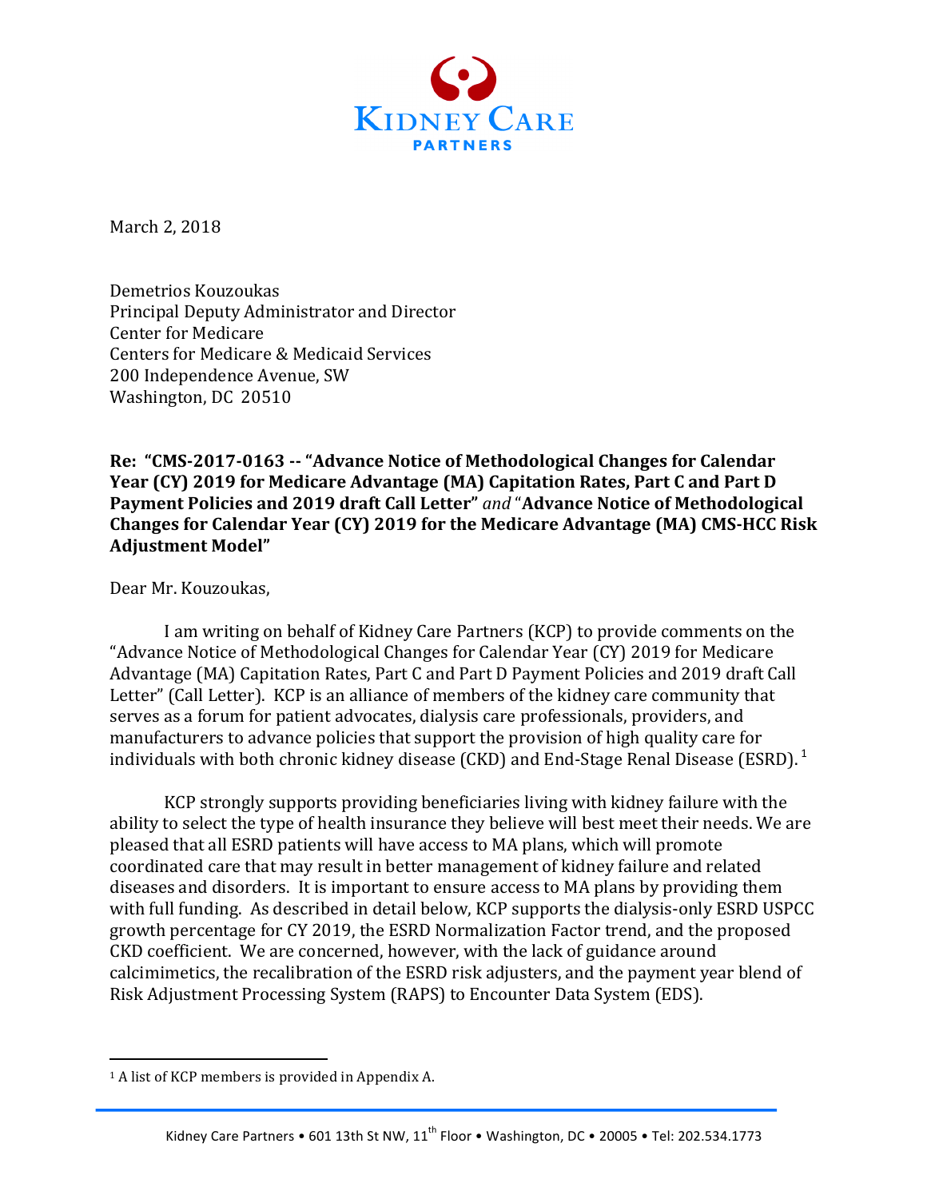# KIDNEY CARE PARTNERS

March 2, 2018

Demetrios Kouzoukas
Principal Deputy Administrator and Director
Center for Medicare
Centers for Medicare & Medicaid Services
200 Independence Avenue, SW
Washington, DC 20510

**Re: "CMS-2017-0163 -- "Advance Notice of Methodological Changes for Calendar Year (CY) 2019 for Medicare Advantage (MA) Capitation Rates, Part C and Part D Payment Policies and 2019 draft Call Letter"** *and* "**Advance Notice of Methodological Changes for Calendar Year (CY) 2019 for the Medicare Advantage (MA) CMS-HCC Risk Adjustment Model"**

Dear Mr. Kouzoukas,

I am writing on behalf of Kidney Care Partners (KCP) to provide comments on the "Advance Notice of Methodological Changes for Calendar Year (CY) 2019 for Medicare Advantage (MA) Capitation Rates, Part C and Part D Payment Policies and 2019 draft Call Letter" (Call Letter). KCP is an alliance of members of the kidney care community that serves as a forum for patient advocates, dialysis care professionals, providers, and manufacturers to advance policies that support the provision of high quality care for individuals with both chronic kidney disease (CKD) and End-Stage Renal Disease (ESRD).[1]

KCP strongly supports providing beneficiaries living with kidney failure with the ability to select the type of health insurance they believe will best meet their needs. We are pleased that all ESRD patients will have access to MA plans, which will promote coordinated care that may result in better management of kidney failure and related diseases and disorders. It is important to ensure access to MA plans by providing them with full funding. As described in detail below, KCP supports the dialysis-only ESRD USPCC growth percentage for CY 2019, the ESRD Normalization Factor trend, and the proposed CKD coefficient. We are concerned, however, with the lack of guidance around calcimimetics, the recalibration of the ESRD risk adjusters, and the payment year blend of Risk Adjustment Processing System (RAPS) to Encounter Data System (EDS).

---

[1] A list of KCP members is provided in Appendix A.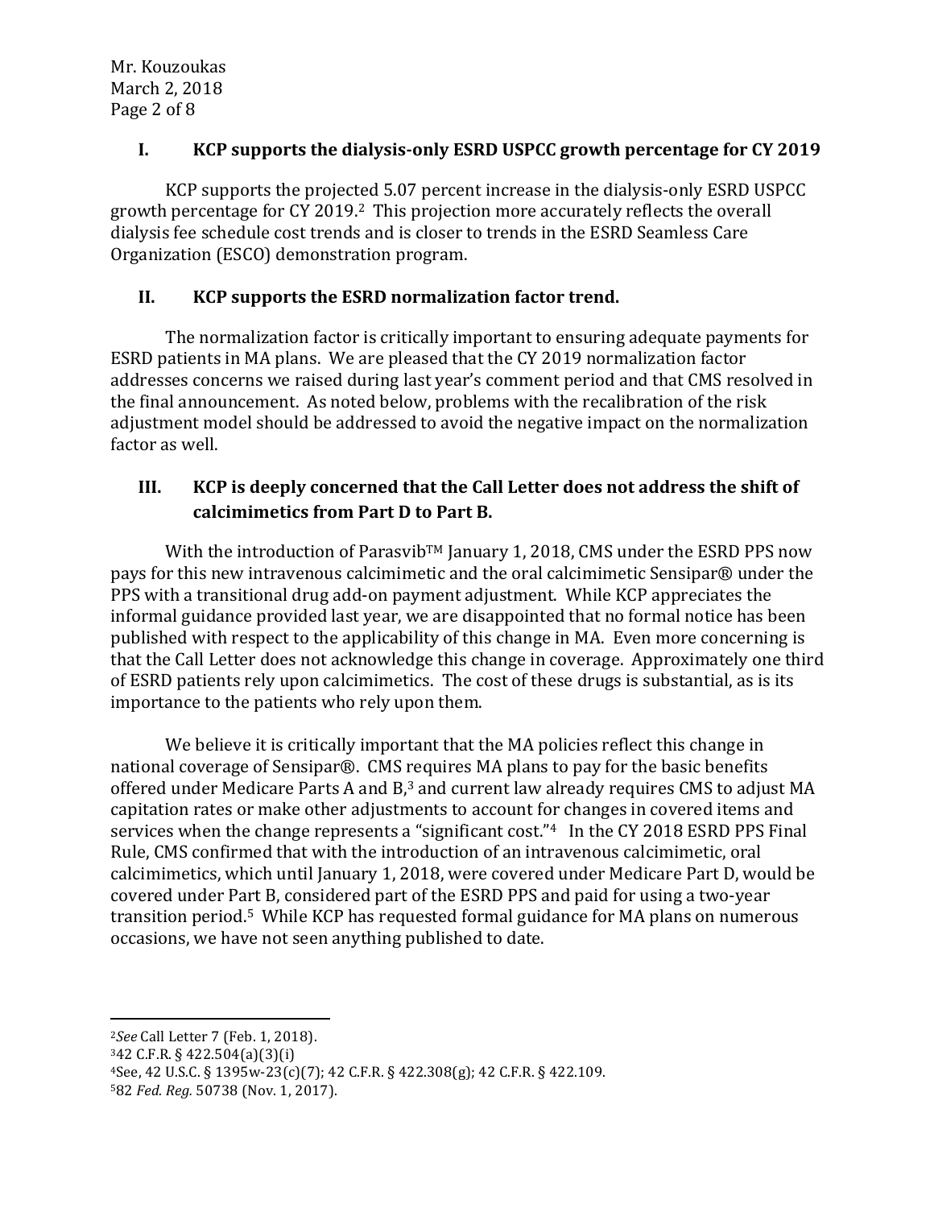## I. KCP supports the dialysis-only ESRD USPCC growth percentage for CY 2019

KCP supports the projected 5.07 percent increase in the dialysis-only ESRD USPCC growth percentage for CY 2019.[2] This projection more accurately reflects the overall dialysis fee schedule cost trends and is closer to trends in the ESRD Seamless Care Organization (ESCO) demonstration program.

## II. KCP supports the ESRD normalization factor trend.

The normalization factor is critically important to ensuring adequate payments for ESRD patients in MA plans. We are pleased that the CY 2019 normalization factor addresses concerns we raised during last year's comment period and that CMS resolved in the final announcement. As noted below, problems with the recalibration of the risk adjustment model should be addressed to avoid the negative impact on the normalization factor as well.

## III. KCP is deeply concerned that the Call Letter does not address the shift of calcimimetics from Part D to Part B.

With the introduction of Parasvib™ January 1, 2018, CMS under the ESRD PPS now pays for this new intravenous calcimimetic and the oral calcimimetic Sensipar® under the PPS with a transitional drug add-on payment adjustment. While KCP appreciates the informal guidance provided last year, we are disappointed that no formal notice has been published with respect to the applicability of this change in MA. Even more concerning is that the Call Letter does not acknowledge this change in coverage. Approximately one third of ESRD patients rely upon calcimimetics. The cost of these drugs is substantial, as is its importance to the patients who rely upon them.

We believe it is critically important that the MA policies reflect this change in national coverage of Sensipar®. CMS requires MA plans to pay for the basic benefits offered under Medicare Parts A and B,[3] and current law already requires CMS to adjust MA capitation rates or make other adjustments to account for changes in covered items and services when the change represents a "significant cost."[4] In the CY 2018 ESRD PPS Final Rule, CMS confirmed that with the introduction of an intravenous calcimimetic, oral calcimimetics, which until January 1, 2018, were covered under Medicare Part D, would be covered under Part B, considered part of the ESRD PPS and paid for using a two-year transition period.[5] While KCP has requested formal guidance for MA plans on numerous occasions, we have not seen anything published to date.

---

[2] *See* Call Letter 7 (Feb. 1, 2018).

[3] 42 C.F.R. § 422.504(a)(3)(i)

[4] See, 42 U.S.C. § 1395w-23(c)(7); 42 C.F.R. § 422.308(g); 42 C.F.R. § 422.109.

[5] 82 *Fed. Reg.* 50738 (Nov. 1, 2017).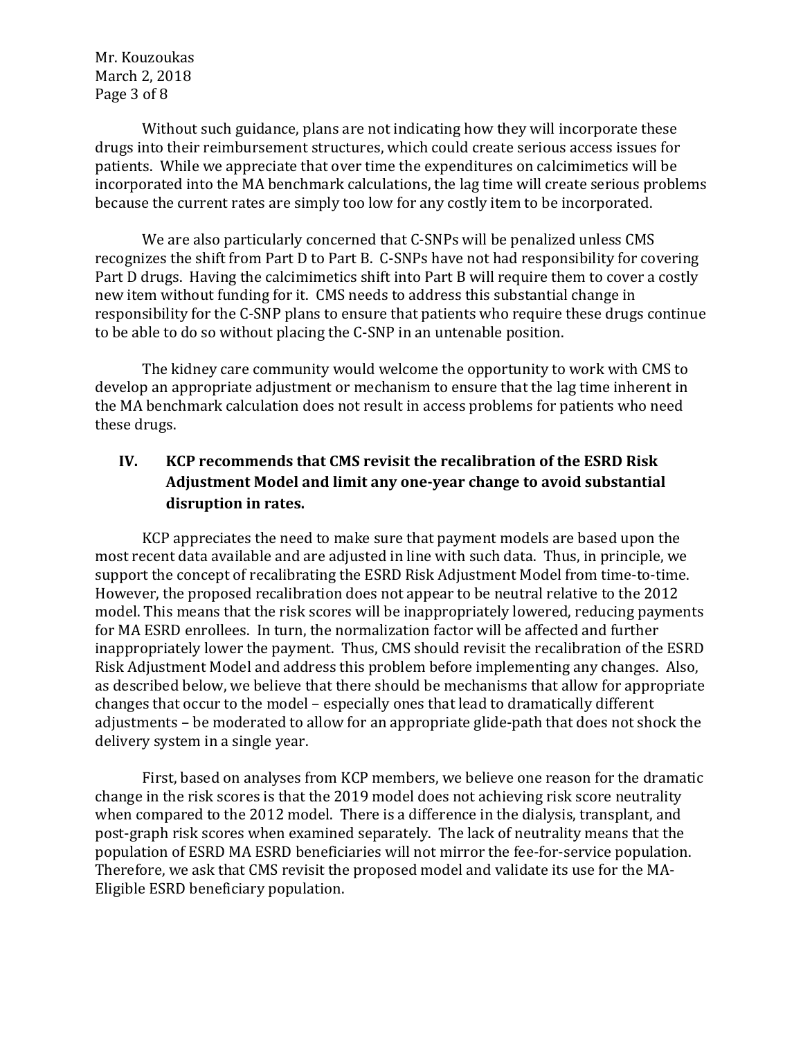Without such guidance, plans are not indicating how they will incorporate these drugs into their reimbursement structures, which could create serious access issues for patients. While we appreciate that over time the expenditures on calcimimetics will be incorporated into the MA benchmark calculations, the lag time will create serious problems because the current rates are simply too low for any costly item to be incorporated.

We are also particularly concerned that C-SNPs will be penalized unless CMS recognizes the shift from Part D to Part B. C-SNPs have not had responsibility for covering Part D drugs. Having the calcimimetics shift into Part B will require them to cover a costly new item without funding for it. CMS needs to address this substantial change in responsibility for the C-SNP plans to ensure that patients who require these drugs continue to be able to do so without placing the C-SNP in an untenable position.

The kidney care community would welcome the opportunity to work with CMS to develop an appropriate adjustment or mechanism to ensure that the lag time inherent in the MA benchmark calculation does not result in access problems for patients who need these drugs.

## IV. KCP recommends that CMS revisit the recalibration of the ESRD Risk Adjustment Model and limit any one-year change to avoid substantial disruption in rates.

KCP appreciates the need to make sure that payment models are based upon the most recent data available and are adjusted in line with such data. Thus, in principle, we support the concept of recalibrating the ESRD Risk Adjustment Model from time-to-time. However, the proposed recalibration does not appear to be neutral relative to the 2012 model. This means that the risk scores will be inappropriately lowered, reducing payments for MA ESRD enrollees. In turn, the normalization factor will be affected and further inappropriately lower the payment. Thus, CMS should revisit the recalibration of the ESRD Risk Adjustment Model and address this problem before implementing any changes. Also, as described below, we believe that there should be mechanisms that allow for appropriate changes that occur to the model – especially ones that lead to dramatically different adjustments – be moderated to allow for an appropriate glide-path that does not shock the delivery system in a single year.

First, based on analyses from KCP members, we believe one reason for the dramatic change in the risk scores is that the 2019 model does not achieving risk score neutrality when compared to the 2012 model. There is a difference in the dialysis, transplant, and post-graph risk scores when examined separately. The lack of neutrality means that the population of ESRD MA ESRD beneficiaries will not mirror the fee-for-service population. Therefore, we ask that CMS revisit the proposed model and validate its use for the MA-Eligible ESRD beneficiary population.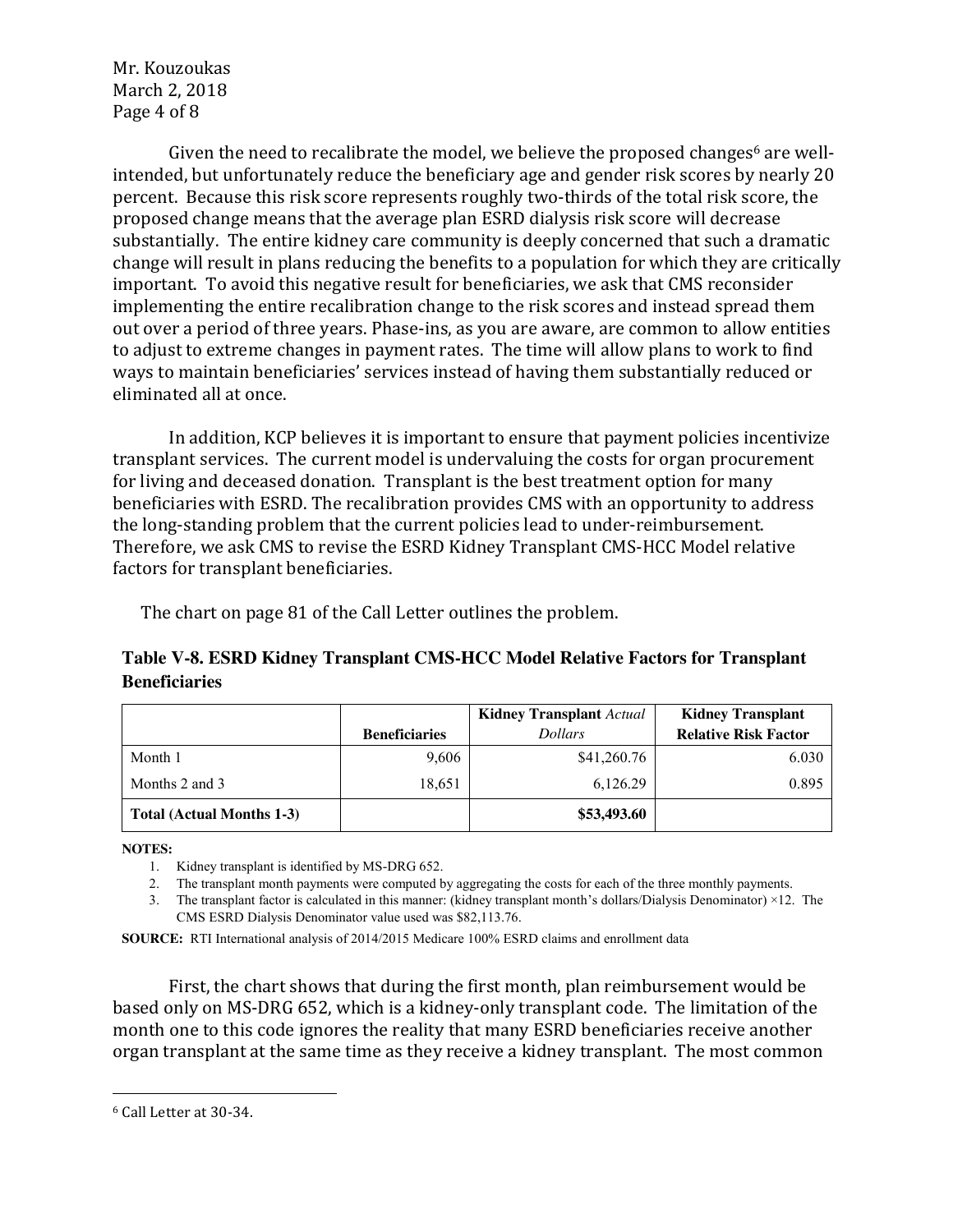Given the need to recalibrate the model, we believe the proposed changes[6] are well-intended, but unfortunately reduce the beneficiary age and gender risk scores by nearly 20 percent. Because this risk score represents roughly two-thirds of the total risk score, the proposed change means that the average plan ESRD dialysis risk score will decrease substantially. The entire kidney care community is deeply concerned that such a dramatic change will result in plans reducing the benefits to a population for which they are critically important. To avoid this negative result for beneficiaries, we ask that CMS reconsider implementing the entire recalibration change to the risk scores and instead spread them out over a period of three years. Phase-ins, as you are aware, are common to allow entities to adjust to extreme changes in payment rates. The time will allow plans to work to find ways to maintain beneficiaries' services instead of having them substantially reduced or eliminated all at once.

In addition, KCP believes it is important to ensure that payment policies incentivize transplant services. The current model is undervaluing the costs for organ procurement for living and deceased donation. Transplant is the best treatment option for many beneficiaries with ESRD. The recalibration provides CMS with an opportunity to address the long-standing problem that the current policies lead to under-reimbursement. Therefore, we ask CMS to revise the ESRD Kidney Transplant CMS-HCC Model relative factors for transplant beneficiaries.

The chart on page 81 of the Call Letter outlines the problem.

**Table V-8. ESRD Kidney Transplant CMS-HCC Model Relative Factors for Transplant Beneficiaries**

| | Beneficiaries | Kidney Transplant *Actual Dollars* | Kidney Transplant Relative Risk Factor |
|---|---|---|---|
| Month 1 | 9,606 | $41,260.76 | 6.030 |
| Months 2 and 3 | 18,651 | 6,126.29 | 0.895 |
| **Total (Actual Months 1-3)** | | **$53,493.60** | |

**NOTES:**

1. Kidney transplant is identified by MS-DRG 652.
2. The transplant month payments were computed by aggregating the costs for each of the three monthly payments.
3. The transplant factor is calculated in this manner: (kidney transplant month's dollars/Dialysis Denominator) ×12. The CMS ESRD Dialysis Denominator value used was $82,113.76.

**SOURCE:** RTI International analysis of 2014/2015 Medicare 100% ESRD claims and enrollment data

First, the chart shows that during the first month, plan reimbursement would be based only on MS-DRG 652, which is a kidney-only transplant code. The limitation of the month one to this code ignores the reality that many ESRD beneficiaries receive another organ transplant at the same time as they receive a kidney transplant. The most common

[6] Call Letter at 30-34.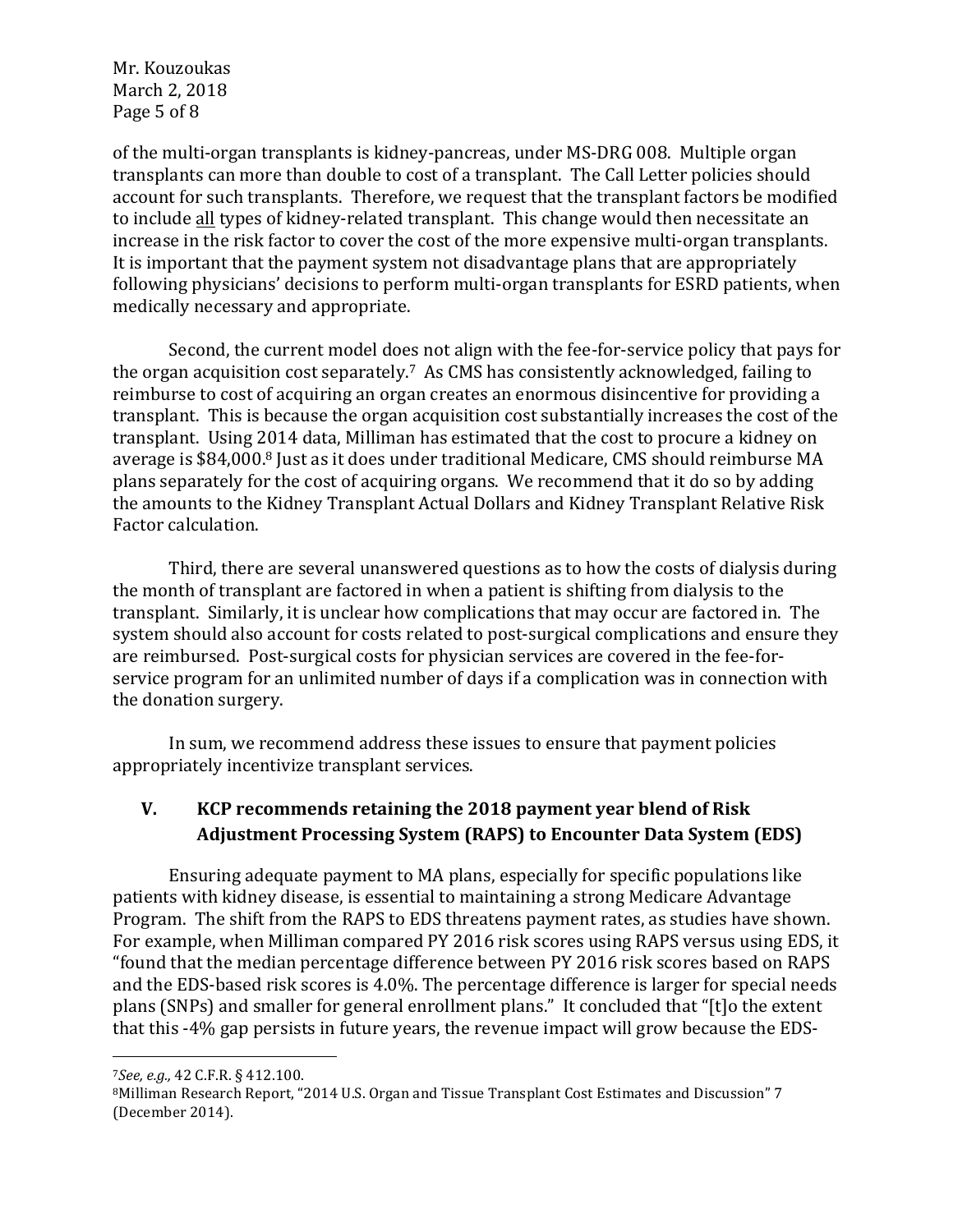of the multi-organ transplants is kidney-pancreas, under MS-DRG 008. Multiple organ transplants can more than double to cost of a transplant. The Call Letter policies should account for such transplants. Therefore, we request that the transplant factors be modified to include all types of kidney-related transplant. This change would then necessitate an increase in the risk factor to cover the cost of the more expensive multi-organ transplants. It is important that the payment system not disadvantage plans that are appropriately following physicians' decisions to perform multi-organ transplants for ESRD patients, when medically necessary and appropriate.

Second, the current model does not align with the fee-for-service policy that pays for the organ acquisition cost separately.[7] As CMS has consistently acknowledged, failing to reimburse to cost of acquiring an organ creates an enormous disincentive for providing a transplant. This is because the organ acquisition cost substantially increases the cost of the transplant. Using 2014 data, Milliman has estimated that the cost to procure a kidney on average is $84,000.[8] Just as it does under traditional Medicare, CMS should reimburse MA plans separately for the cost of acquiring organs. We recommend that it do so by adding the amounts to the Kidney Transplant Actual Dollars and Kidney Transplant Relative Risk Factor calculation.

Third, there are several unanswered questions as to how the costs of dialysis during the month of transplant are factored in when a patient is shifting from dialysis to the transplant. Similarly, it is unclear how complications that may occur are factored in. The system should also account for costs related to post-surgical complications and ensure they are reimbursed. Post-surgical costs for physician services are covered in the fee-for-service program for an unlimited number of days if a complication was in connection with the donation surgery.

In sum, we recommend address these issues to ensure that payment policies appropriately incentivize transplant services.

## V. KCP recommends retaining the 2018 payment year blend of Risk Adjustment Processing System (RAPS) to Encounter Data System (EDS)

Ensuring adequate payment to MA plans, especially for specific populations like patients with kidney disease, is essential to maintaining a strong Medicare Advantage Program. The shift from the RAPS to EDS threatens payment rates, as studies have shown. For example, when Milliman compared PY 2016 risk scores using RAPS versus using EDS, it "found that the median percentage difference between PY 2016 risk scores based on RAPS and the EDS-based risk scores is 4.0%. The percentage difference is larger for special needs plans (SNPs) and smaller for general enrollment plans." It concluded that "[t]o the extent that this -4% gap persists in future years, the revenue impact will grow because the EDS-

---

[7] *See, e.g.,* 42 C.F.R. § 412.100.

[8] Milliman Research Report, "2014 U.S. Organ and Tissue Transplant Cost Estimates and Discussion" 7 (December 2014).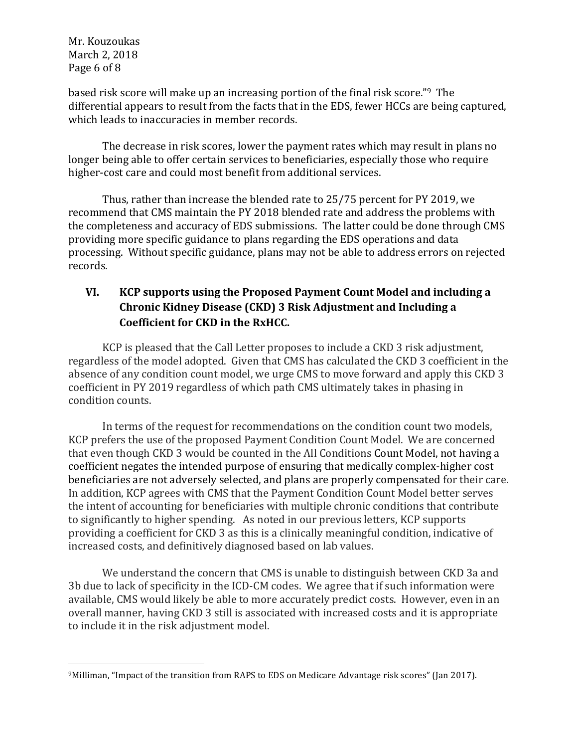based risk score will make up an increasing portion of the final risk score."[9] The differential appears to result from the facts that in the EDS, fewer HCCs are being captured, which leads to inaccuracies in member records.

The decrease in risk scores, lower the payment rates which may result in plans no longer being able to offer certain services to beneficiaries, especially those who require higher-cost care and could most benefit from additional services.

Thus, rather than increase the blended rate to 25/75 percent for PY 2019, we recommend that CMS maintain the PY 2018 blended rate and address the problems with the completeness and accuracy of EDS submissions. The latter could be done through CMS providing more specific guidance to plans regarding the EDS operations and data processing. Without specific guidance, plans may not be able to address errors on rejected records.

## VI. KCP supports using the Proposed Payment Count Model and including a Chronic Kidney Disease (CKD) 3 Risk Adjustment and Including a Coefficient for CKD in the RxHCC.

KCP is pleased that the Call Letter proposes to include a CKD 3 risk adjustment, regardless of the model adopted. Given that CMS has calculated the CKD 3 coefficient in the absence of any condition count model, we urge CMS to move forward and apply this CKD 3 coefficient in PY 2019 regardless of which path CMS ultimately takes in phasing in condition counts.

In terms of the request for recommendations on the condition count two models, KCP prefers the use of the proposed Payment Condition Count Model. We are concerned that even though CKD 3 would be counted in the All Conditions Count Model, not having a coefficient negates the intended purpose of ensuring that medically complex-higher cost beneficiaries are not adversely selected, and plans are properly compensated for their care. In addition, KCP agrees with CMS that the Payment Condition Count Model better serves the intent of accounting for beneficiaries with multiple chronic conditions that contribute to significantly to higher spending. As noted in our previous letters, KCP supports providing a coefficient for CKD 3 as this is a clinically meaningful condition, indicative of increased costs, and definitively diagnosed based on lab values.

We understand the concern that CMS is unable to distinguish between CKD 3a and 3b due to lack of specificity in the ICD-CM codes. We agree that if such information were available, CMS would likely be able to more accurately predict costs. However, even in an overall manner, having CKD 3 still is associated with increased costs and it is appropriate to include it in the risk adjustment model.

---

[9] Milliman, "Impact of the transition from RAPS to EDS on Medicare Advantage risk scores" (Jan 2017).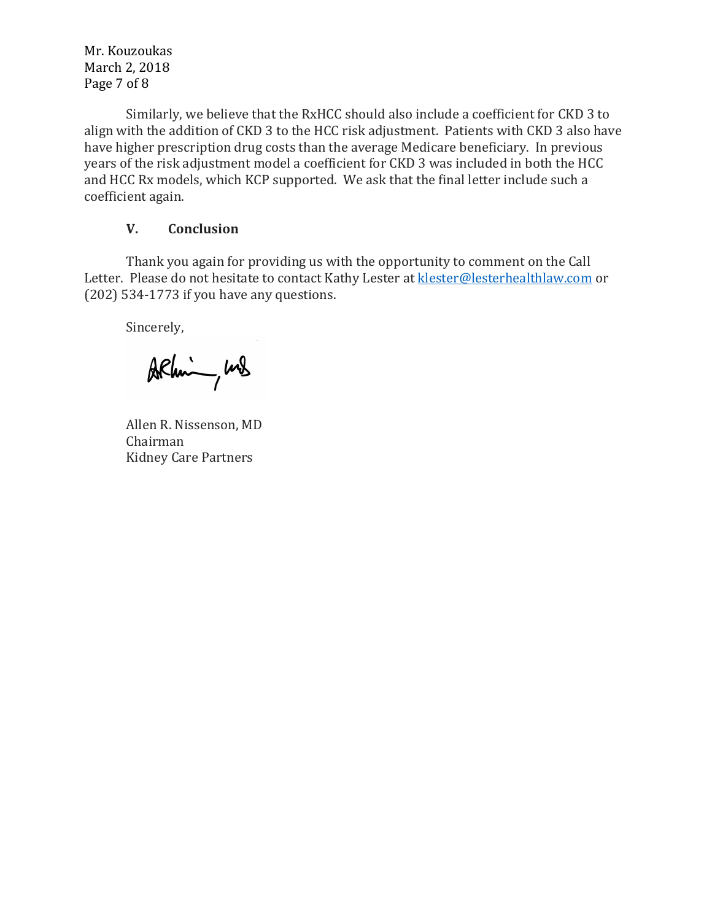Mr. Kouzoukas
March 2, 2018

Similarly, we believe that the RxHCC should also include a coefficient for CKD 3 to align with the addition of CKD 3 to the HCC risk adjustment. Patients with CKD 3 also have have higher prescription drug costs than the average Medicare beneficiary. In previous years of the risk adjustment model a coefficient for CKD 3 was included in both the HCC and HCC Rx models, which KCP supported. We ask that the final letter include such a coefficient again.

## V. Conclusion

Thank you again for providing us with the opportunity to comment on the Call Letter. Please do not hesitate to contact Kathy Lester at klester@lesterhealthlaw.com or (202) 534-1773 if you have any questions.

Sincerely,

Allen R. Nissenson, MD
Chairman
Kidney Care Partners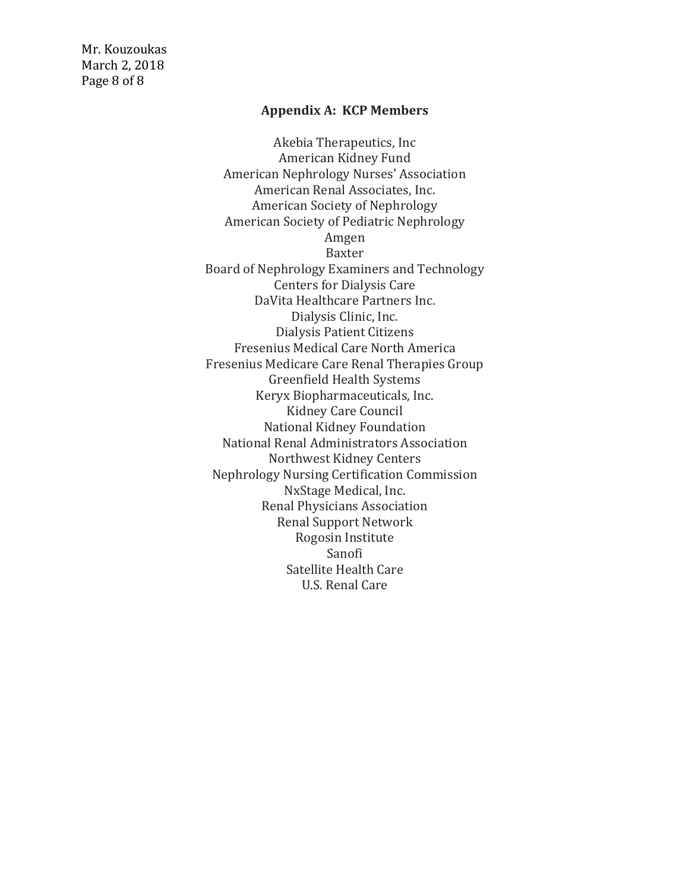## Appendix A: KCP Members

Akebia Therapeutics, Inc
American Kidney Fund
American Nephrology Nurses' Association
American Renal Associates, Inc.
American Society of Nephrology
American Society of Pediatric Nephrology
Amgen
Baxter
Board of Nephrology Examiners and Technology
Centers for Dialysis Care
DaVita Healthcare Partners Inc.
Dialysis Clinic, Inc.
Dialysis Patient Citizens
Fresenius Medical Care North America
Fresenius Medicare Care Renal Therapies Group
Greenfield Health Systems
Keryx Biopharmaceuticals, Inc.
Kidney Care Council
National Kidney Foundation
National Renal Administrators Association
Northwest Kidney Centers
Nephrology Nursing Certification Commission
NxStage Medical, Inc.
Renal Physicians Association
Renal Support Network
Rogosin Institute
Sanofi
Satellite Health Care
U.S. Renal Care